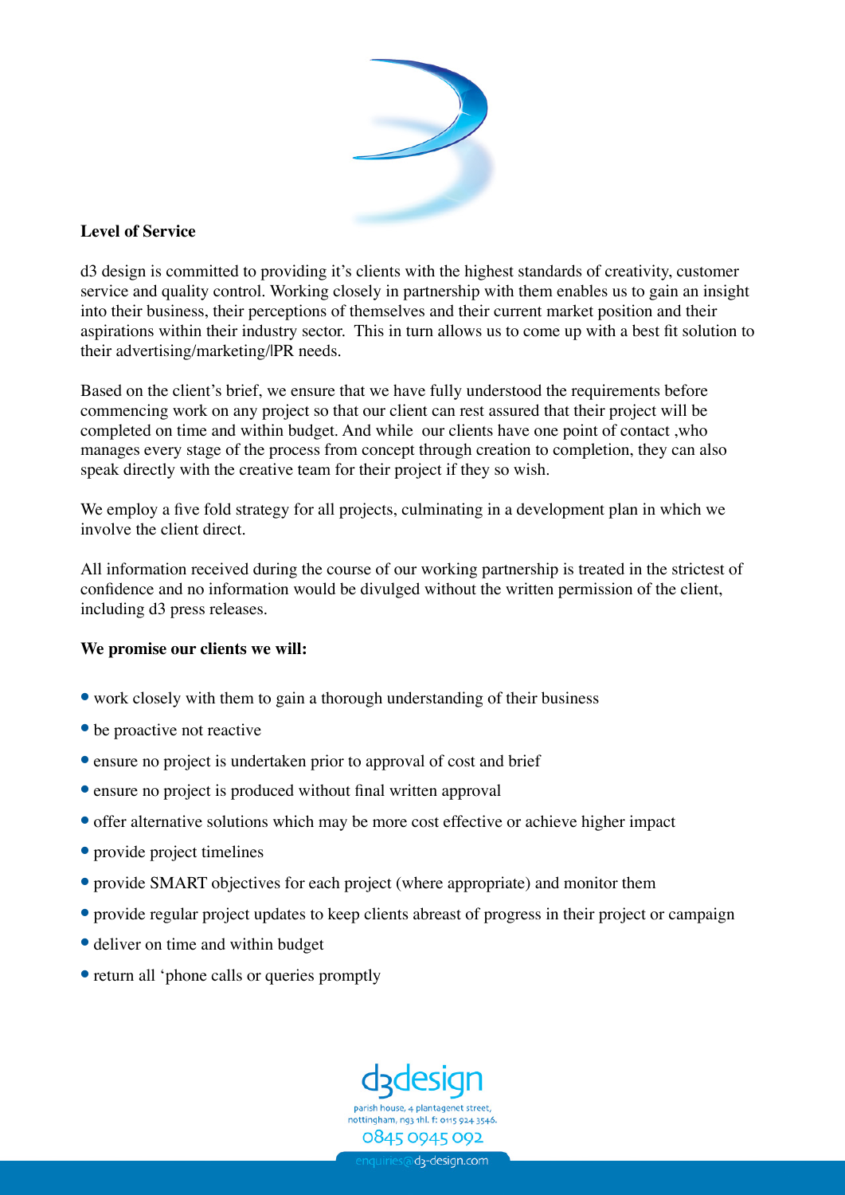**Level of Service**

d3 design is committed to providing it's clients with the highest standards of creativity, customer service and quality control. Working closely in partnership with them enables us to gain an insight into their business, their perceptions of themselves and their current market position and their aspirations within their industry sector. This in turn allows us to come up with a best fit solution to their advertising/marketing/lPR needs.

Based on the client's brief, we ensure that we have fully understood the requirements before commencing work on any project so that our client can rest assured that their project will be completed on time and within budget. And while our clients have one point of contact ,who manages every stage of the process from concept through creation to completion, they can also speak directly with the creative team for their project if they so wish.

We employ a five fold strategy for all projects, culminating in a development plan in which we involve the client direct.

All information received during the course of our working partnership is treated in the strictest of confidence and no information would be divulged without the written permission of the client, including d3 press releases.

**We promise our clients we will:**

- work closely with them to gain a thorough understanding of their business
- be proactive not reactive
- ensure no project is undertaken prior to approval of cost and brief
- ensure no project is produced without final written approval
- offer alternative solutions which may be more cost effective or achieve higher impact
- provide project timelines
- provide SMART objectives for each project (where appropriate) and monitor them
- provide regular project updates to keep clients abreast of progress in their project or campaign
- deliver on time and within budget
- return all 'phone calls or queries promptly

d3design

parish house, 4 plantagenet street, nottingham, ng3 1hl. f: 0115 924 3546.

0845 0945 092

enquiries@d3-design.com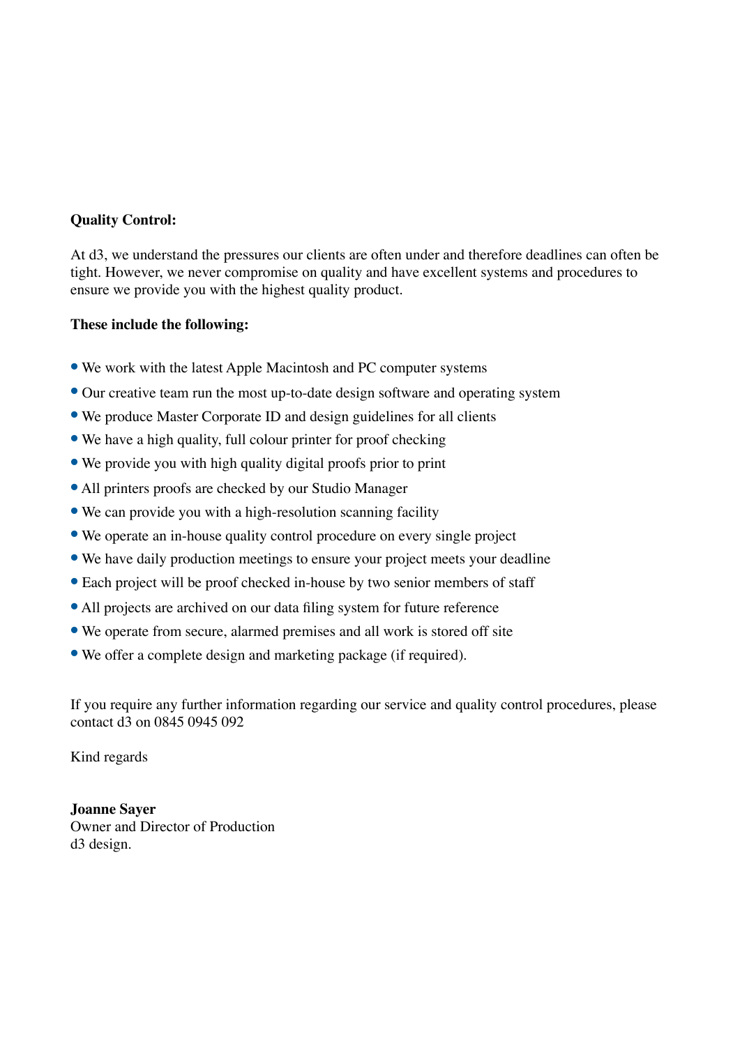**Quality Control:**

At d3, we understand the pressures our clients are often under and therefore deadlines can often be tight. However, we never compromise on quality and have excellent systems and procedures to ensure we provide you with the highest quality product.

**These include the following:**

- We work with the latest Apple Macintosh and PC computer systems
- Our creative team run the most up-to-date design software and operating system
- We produce Master Corporate ID and design guidelines for all clients
- We have a high quality, full colour printer for proof checking
- We provide you with high quality digital proofs prior to print
- All printers proofs are checked by our Studio Manager
- We can provide you with a high-resolution scanning facility
- We operate an in-house quality control procedure on every single project
- We have daily production meetings to ensure your project meets your deadline
- Each project will be proof checked in-house by two senior members of staff
- All projects are archived on our data filing system for future reference
- We operate from secure, alarmed premises and all work is stored off site
- We offer a complete design and marketing package (if required).

If you require any further information regarding our service and quality control procedures, please contact d3 on 0845 0945 092

Kind regards

**Joanne Sayer**
Owner and Director of Production
d3 design.